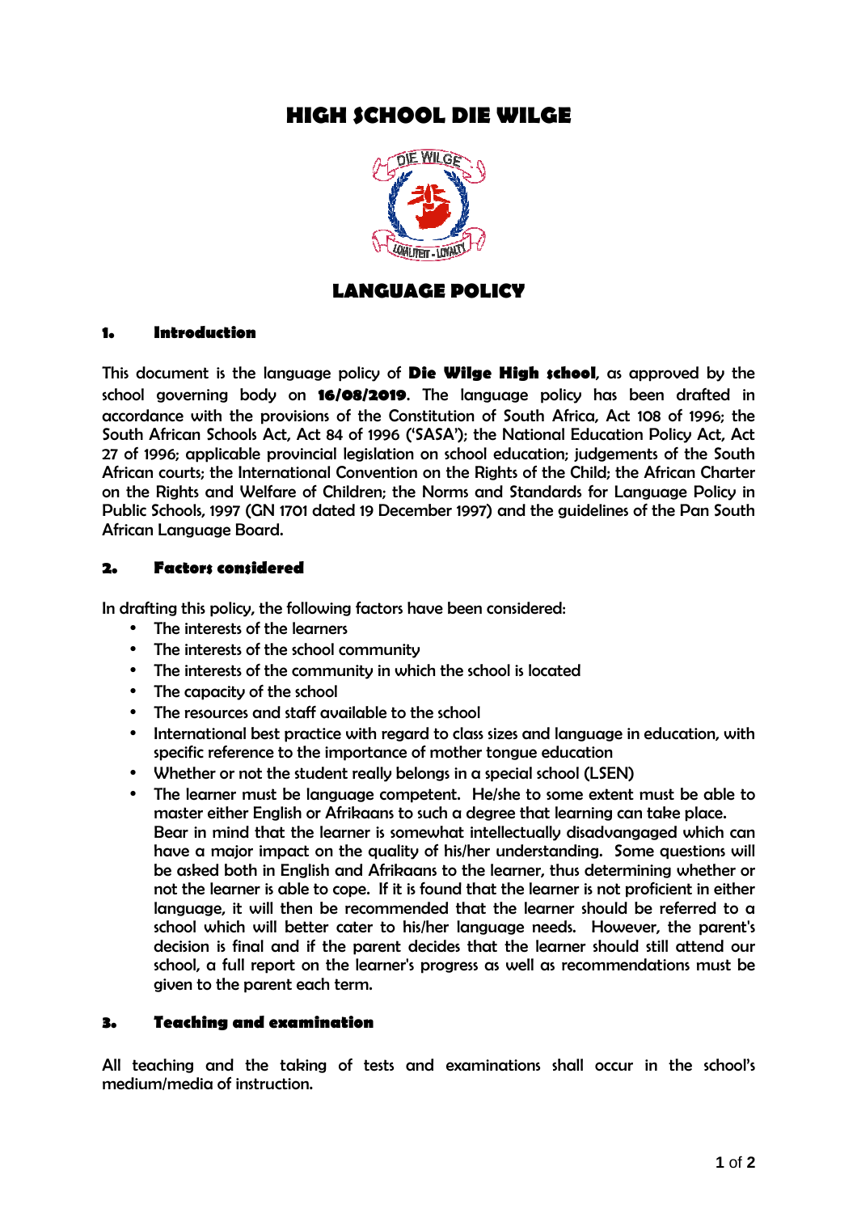# HIGH SCHOOL DIE WILGE

## LANGUAGE POLICY

### 1. Introduction

This document is the language policy of **Die Wilge High school**, as approved by the school governing body on **16/08/2019**. The language policy has been drafted in accordance with the provisions of the Constitution of South Africa, Act 108 of 1996; the South African Schools Act, Act 84 of 1996 ('SASA'); the National Education Policy Act, Act 27 of 1996; applicable provincial legislation on school education; judgements of the South African courts; the International Convention on the Rights of the Child; the African Charter on the Rights and Welfare of Children; the Norms and Standards for Language Policy in Public Schools, 1997 (GN 1701 dated 19 December 1997) and the guidelines of the Pan South African Language Board.

### 2. Factors considered

In drafting this policy, the following factors have been considered:

- The interests of the learners
- The interests of the school community
- The interests of the community in which the school is located
- The capacity of the school
- The resources and staff available to the school
- International best practice with regard to class sizes and language in education, with specific reference to the importance of mother tongue education
- Whether or not the student really belongs in a special school (LSEN)
- The learner must be language competent. He/she to some extent must be able to master either English or Afrikaans to such a degree that learning can take place. Bear in mind that the learner is somewhat intellectually disadvangaged which can have a major impact on the quality of his/her understanding. Some questions will be asked both in English and Afrikaans to the learner, thus determining whether or not the learner is able to cope. If it is found that the learner is not proficient in either language, it will then be recommended that the learner should be referred to a school which will better cater to his/her language needs. However, the parent's decision is final and if the parent decides that the learner should still attend our school, a full report on the learner's progress as well as recommendations must be given to the parent each term.

### 3. Teaching and examination

All teaching and the taking of tests and examinations shall occur in the school's medium/media of instruction.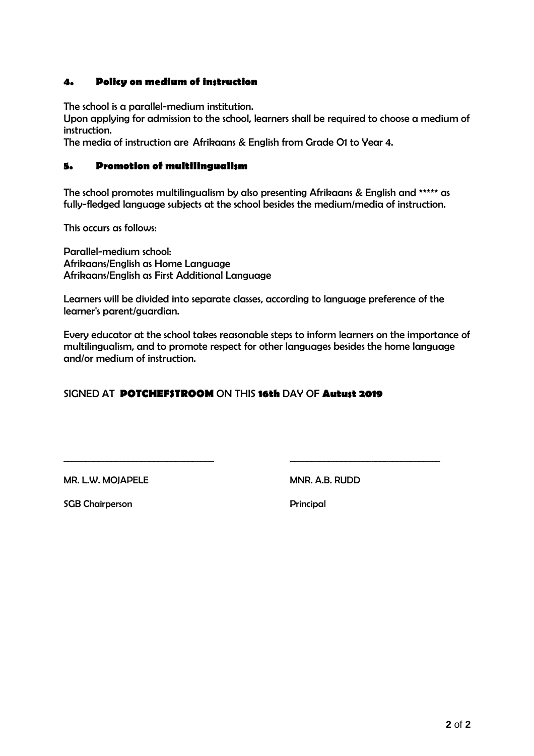## 4. Policy on medium of instruction

The school is a parallel-medium institution.
Upon applying for admission to the school, learners shall be required to choose a medium of instruction.
The media of instruction are Afrikaans & English from Grade 01 to Year 4.

## 5. Promotion of multilingualism

The school promotes multilingualism by also presenting Afrikaans & English and ***** as fully-fledged language subjects at the school besides the medium/media of instruction.

This occurs as follows:

Parallel-medium school:
Afrikaans/English as Home Language
Afrikaans/English as First Additional Language

Learners will be divided into separate classes, according to language preference of the learner's parent/guardian.

Every educator at the school takes reasonable steps to inform learners on the importance of multilingualism, and to promote respect for other languages besides the home language and/or medium of instruction.

SIGNED AT **POTCHEFSTROOM** ON THIS **16th** DAY OF **Autust 2019**

_________________________________ _________________________________

MR. L.W. MOJAPELE MNR. A.B. RUDD

SGB Chairperson Principal